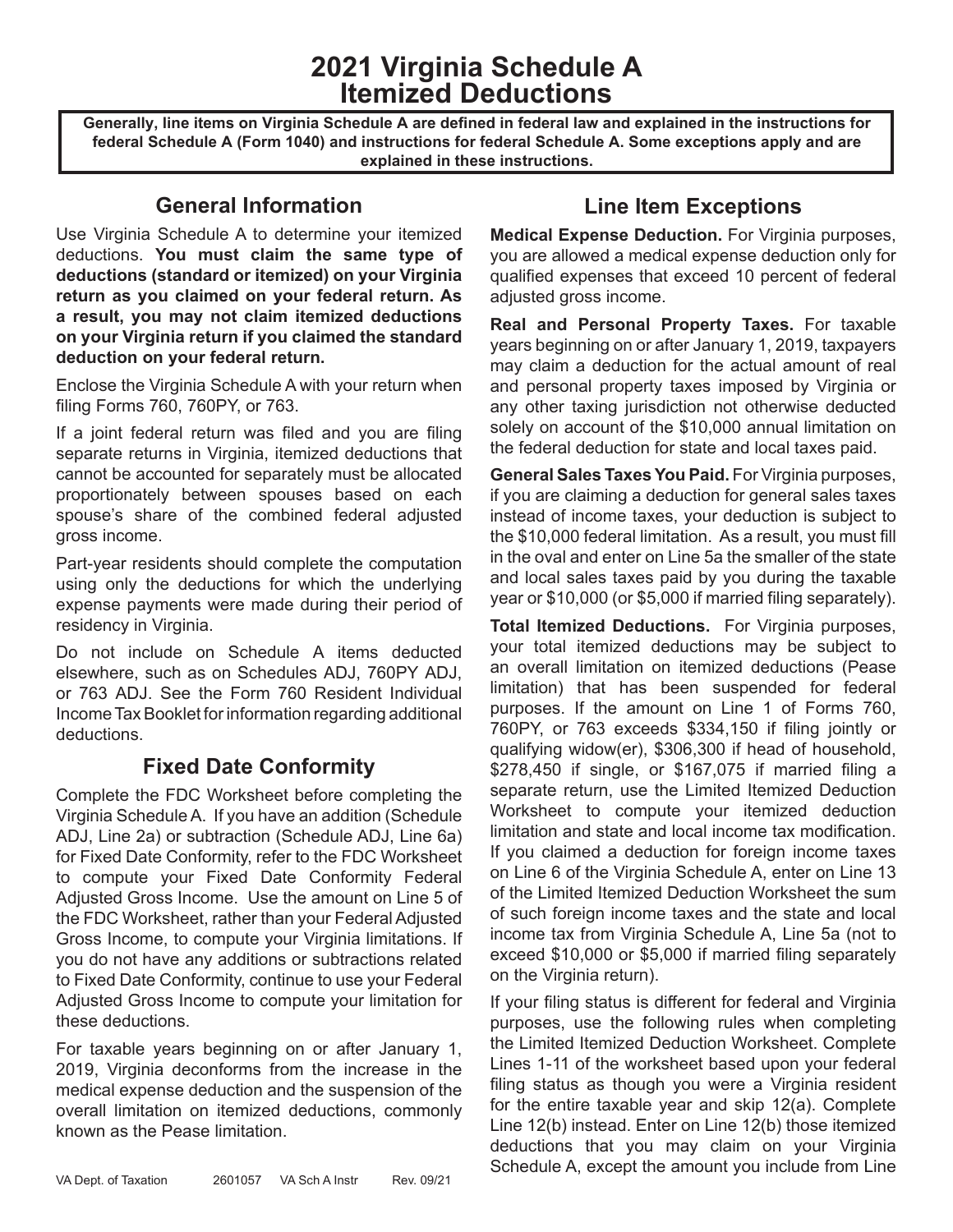# 2021 Virginia Schedule A Itemized Deductions

**Generally, line items on Virginia Schedule A are defined in federal law and explained in the instructions for federal Schedule A (Form 1040) and instructions for federal Schedule A. Some exceptions apply and are explained in these instructions.**

## General Information

Use Virginia Schedule A to determine your itemized deductions. **You must claim the same type of deductions (standard or itemized) on your Virginia return as you claimed on your federal return. As a result, you may not claim itemized deductions on your Virginia return if you claimed the standard deduction on your federal return.**

Enclose the Virginia Schedule A with your return when filing Forms 760, 760PY, or 763.

If a joint federal return was filed and you are filing separate returns in Virginia, itemized deductions that cannot be accounted for separately must be allocated proportionately between spouses based on each spouse's share of the combined federal adjusted gross income.

Part-year residents should complete the computation using only the deductions for which the underlying expense payments were made during their period of residency in Virginia.

Do not include on Schedule A items deducted elsewhere, such as on Schedules ADJ, 760PY ADJ, or 763 ADJ. See the Form 760 Resident Individual Income Tax Booklet for information regarding additional deductions.

## Fixed Date Conformity

Complete the FDC Worksheet before completing the Virginia Schedule A. If you have an addition (Schedule ADJ, Line 2a) or subtraction (Schedule ADJ, Line 6a) for Fixed Date Conformity, refer to the FDC Worksheet to compute your Fixed Date Conformity Federal Adjusted Gross Income. Use the amount on Line 5 of the FDC Worksheet, rather than your Federal Adjusted Gross Income, to compute your Virginia limitations. If you do not have any additions or subtractions related to Fixed Date Conformity, continue to use your Federal Adjusted Gross Income to compute your limitation for these deductions.

For taxable years beginning on or after January 1, 2019, Virginia deconforms from the increase in the medical expense deduction and the suspension of the overall limitation on itemized deductions, commonly known as the Pease limitation.

## Line Item Exceptions

**Medical Expense Deduction.** For Virginia purposes, you are allowed a medical expense deduction only for qualified expenses that exceed 10 percent of federal adjusted gross income.

**Real and Personal Property Taxes.** For taxable years beginning on or after January 1, 2019, taxpayers may claim a deduction for the actual amount of real and personal property taxes imposed by Virginia or any other taxing jurisdiction not otherwise deducted solely on account of the $10,000 annual limitation on the federal deduction for state and local taxes paid.

**General Sales Taxes You Paid.** For Virginia purposes, if you are claiming a deduction for general sales taxes instead of income taxes, your deduction is subject to the $10,000 federal limitation. As a result, you must fill in the oval and enter on Line 5a the smaller of the state and local sales taxes paid by you during the taxable year or $10,000 (or $5,000 if married filing separately).

**Total Itemized Deductions.** For Virginia purposes, your total itemized deductions may be subject to an overall limitation on itemized deductions (Pease limitation) that has been suspended for federal purposes. If the amount on Line 1 of Forms 760, 760PY, or 763 exceeds $334,150 if filing jointly or qualifying widow(er), $306,300 if head of household, $278,450 if single, or $167,075 if married filing a separate return, use the Limited Itemized Deduction Worksheet to compute your itemized deduction limitation and state and local income tax modification. If you claimed a deduction for foreign income taxes on Line 6 of the Virginia Schedule A, enter on Line 13 of the Limited Itemized Deduction Worksheet the sum of such foreign income taxes and the state and local income tax from Virginia Schedule A, Line 5a (not to exceed $10,000 or $5,000 if married filing separately on the Virginia return).

If your filing status is different for federal and Virginia purposes, use the following rules when completing the Limited Itemized Deduction Worksheet. Complete Lines 1-11 of the worksheet based upon your federal filing status as though you were a Virginia resident for the entire taxable year and skip 12(a). Complete Line 12(b) instead. Enter on Line 12(b) those itemized deductions that you may claim on your Virginia Schedule A, except the amount you include from Line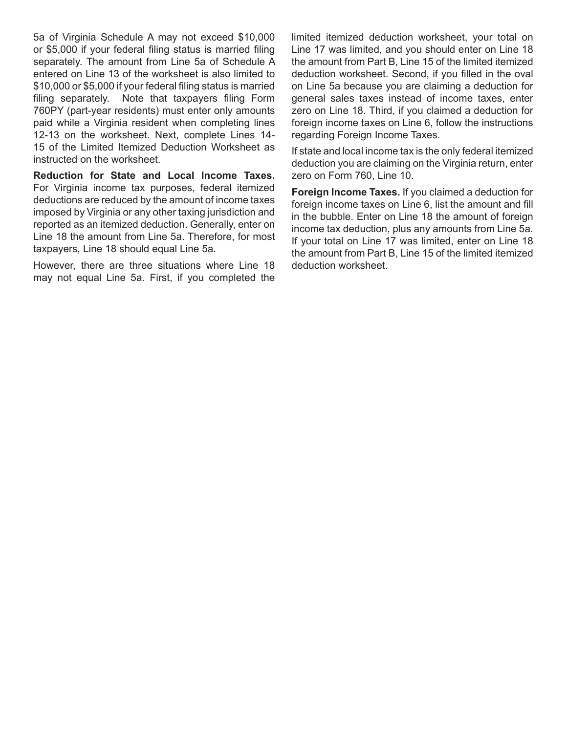5a of Virginia Schedule A may not exceed $10,000 or $5,000 if your federal filing status is married filing separately. The amount from Line 5a of Schedule A entered on Line 13 of the worksheet is also limited to $10,000 or $5,000 if your federal filing status is married filing separately. Note that taxpayers filing Form 760PY (part-year residents) must enter only amounts paid while a Virginia resident when completing lines 12-13 on the worksheet. Next, complete Lines 14-15 of the Limited Itemized Deduction Worksheet as instructed on the worksheet.

**Reduction for State and Local Income Taxes.** For Virginia income tax purposes, federal itemized deductions are reduced by the amount of income taxes imposed by Virginia or any other taxing jurisdiction and reported as an itemized deduction. Generally, enter on Line 18 the amount from Line 5a. Therefore, for most taxpayers, Line 18 should equal Line 5a.

However, there are three situations where Line 18 may not equal Line 5a. First, if you completed the limited itemized deduction worksheet, your total on Line 17 was limited, and you should enter on Line 18 the amount from Part B, Line 15 of the limited itemized deduction worksheet. Second, if you filled in the oval on Line 5a because you are claiming a deduction for general sales taxes instead of income taxes, enter zero on Line 18. Third, if you claimed a deduction for foreign income taxes on Line 6, follow the instructions regarding Foreign Income Taxes.

If state and local income tax is the only federal itemized deduction you are claiming on the Virginia return, enter zero on Form 760, Line 10.

**Foreign Income Taxes.** If you claimed a deduction for foreign income taxes on Line 6, list the amount and fill in the bubble. Enter on Line 18 the amount of foreign income tax deduction, plus any amounts from Line 5a. If your total on Line 17 was limited, enter on Line 18 the amount from Part B, Line 15 of the limited itemized deduction worksheet.